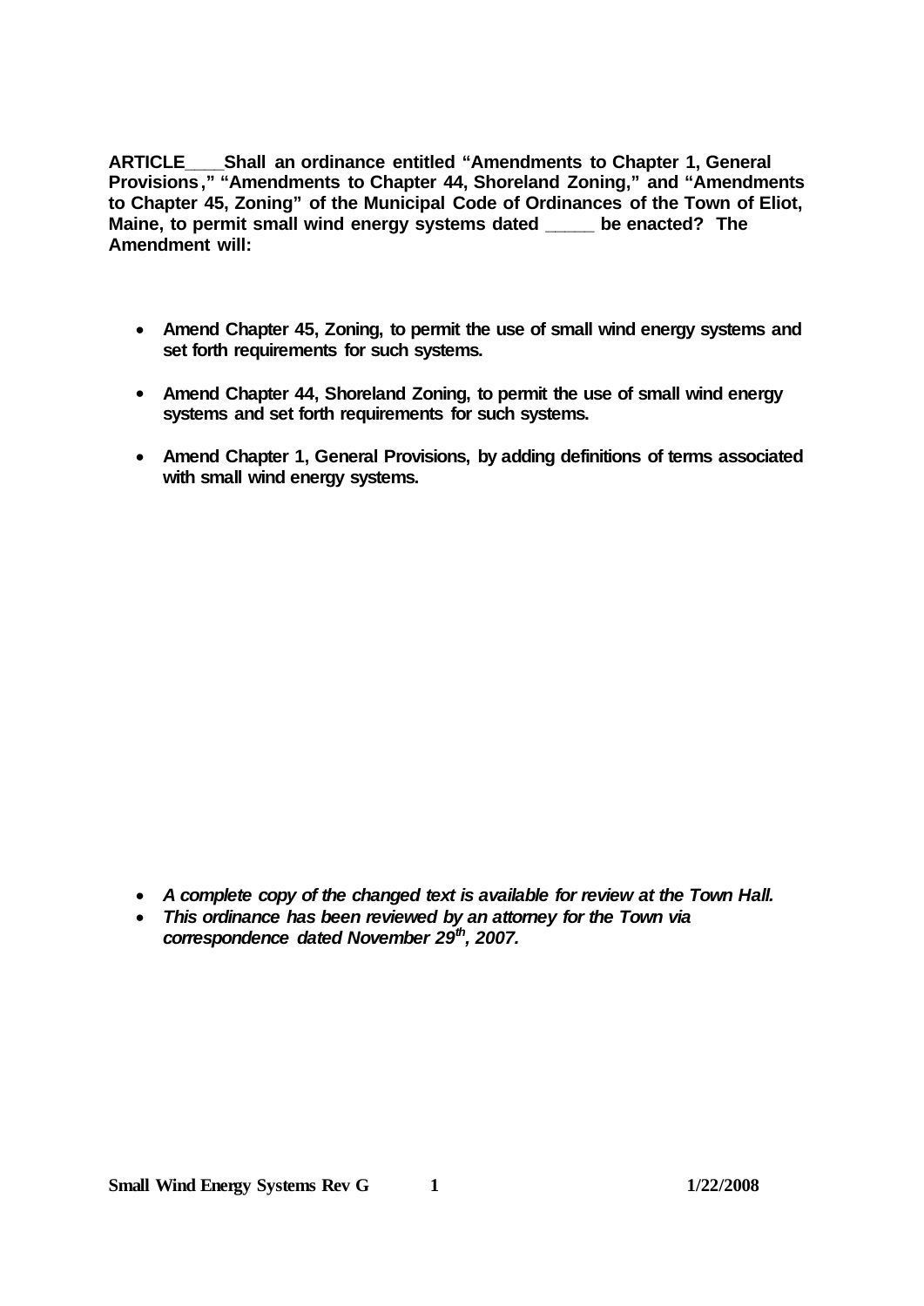**ARTICLE____Shall an ordinance entitled "Amendments to Chapter 1, General Provisions," "Amendments to Chapter 44, Shoreland Zoning," and "Amendments to Chapter 45, Zoning" of the Municipal Code of Ordinances of the Town of Eliot, Maine, to permit small wind energy systems dated _____ be enacted? The Amendment will:**

- **Amend Chapter 45, Zoning, to permit the use of small wind energy systems and set forth requirements for such systems.**
- **Amend Chapter 44, Shoreland Zoning, to permit the use of small wind energy systems and set forth requirements for such systems.**
- **Amend Chapter 1, General Provisions, by adding definitions of terms associated with small wind energy systems.**

- ***A complete copy of the changed text is available for review at the Town Hall.***
- ***This ordinance has been reviewed by an attorney for the Town via correspondence dated November 29th, 2007.***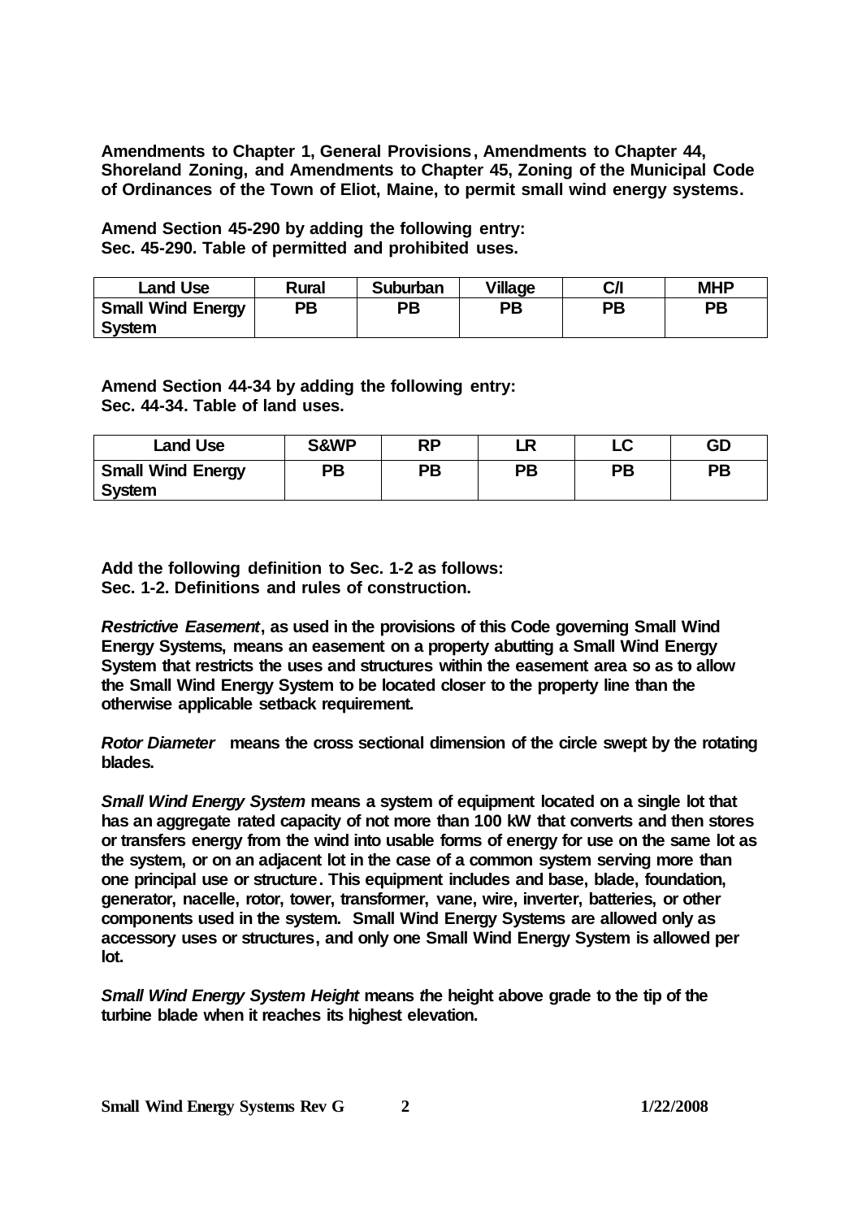**Amendments to Chapter 1, General Provisions, Amendments to Chapter 44, Shoreland Zoning, and Amendments to Chapter 45, Zoning of the Municipal Code of Ordinances of the Town of Eliot, Maine, to permit small wind energy systems.**

**Amend Section 45-290 by adding the following entry:**
**Sec. 45-290. Table of permitted and prohibited uses.**

| Land Use | Rural | Suburban | Village | C/I | MHP |
|---|---|---|---|---|---|
| Small Wind Energy System | PB | PB | PB | PB | PB |

**Amend Section 44-34 by adding the following entry:**
**Sec. 44-34. Table of land uses.**

| Land Use | S&WP | RP | LR | LC | GD |
|---|---|---|---|---|---|
| Small Wind Energy System | PB | PB | PB | PB | PB |

**Add the following definition to Sec. 1-2 as follows:**
**Sec. 1-2. Definitions and rules of construction.**

***Restrictive Easement*, as used in the provisions of this Code governing Small Wind Energy Systems, means an easement on a property abutting a Small Wind Energy System that restricts the uses and structures within the easement area so as to allow the Small Wind Energy System to be located closer to the property line than the otherwise applicable setback requirement.**

***Rotor Diameter* means the cross sectional dimension of the circle swept by the rotating blades.**

***Small Wind Energy System* means a system of equipment located on a single lot that has an aggregate rated capacity of not more than 100 kW that converts and then stores or transfers energy from the wind into usable forms of energy for use on the same lot as the system, or on an adjacent lot in the case of a common system serving more than one principal use or structure. This equipment includes and base, blade, foundation, generator, nacelle, rotor, tower, transformer, vane, wire, inverter, batteries, or other components used in the system. Small Wind Energy Systems are allowed only as accessory uses or structures, and only one Small Wind Energy System is allowed per lot.**

***Small Wind Energy System Height* means the height above grade to the tip of the turbine blade when it reaches its highest elevation.**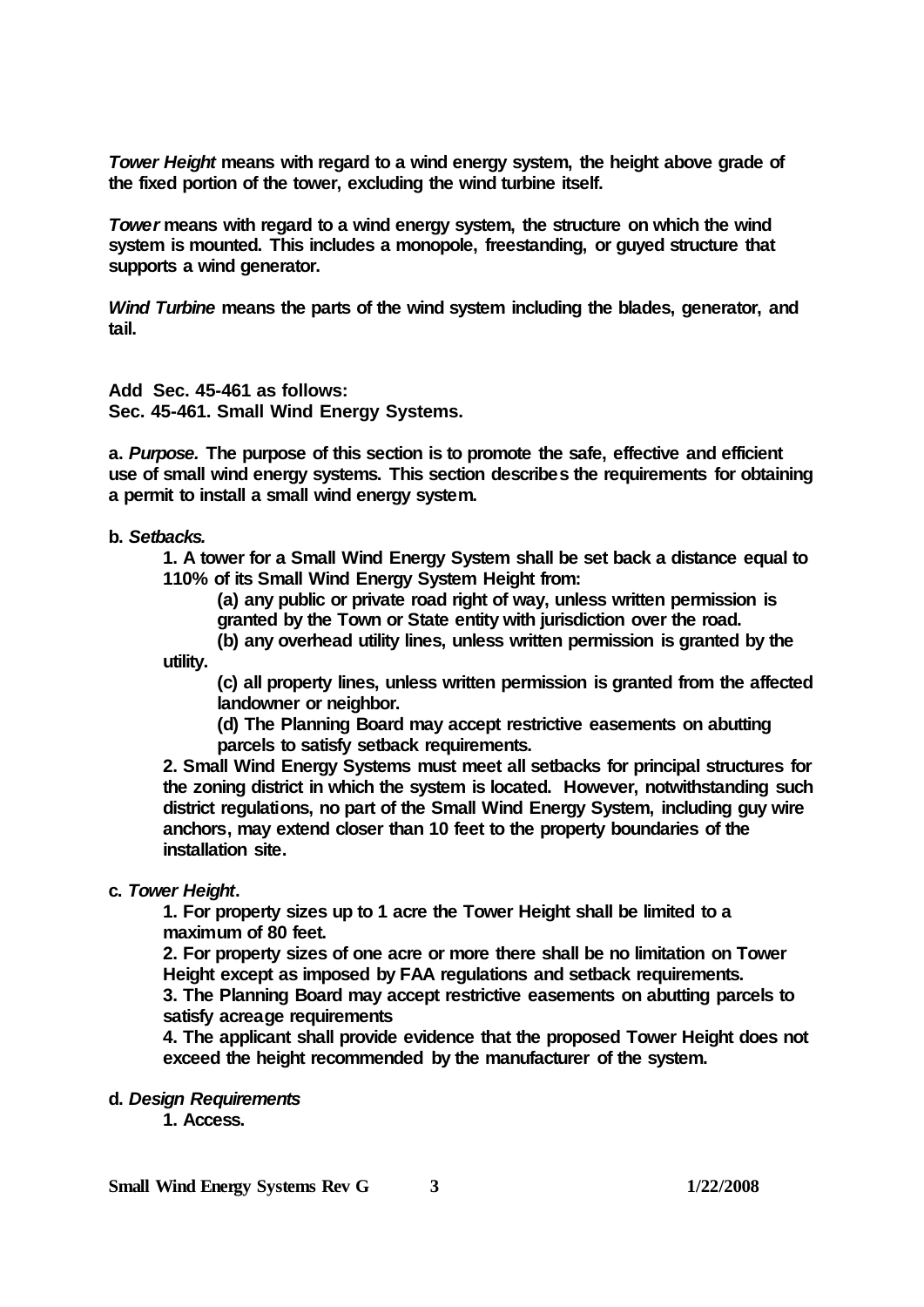***Tower Height*** **means with regard to a wind energy system, the height above grade of the fixed portion of the tower, excluding the wind turbine itself.**

***Tower*** **means with regard to a wind energy system, the structure on which the wind system is mounted. This includes a monopole, freestanding, or guyed structure that supports a wind generator.**

***Wind Turbine*** **means the parts of the wind system including the blades, generator, and tail.**

**Add Sec. 45-461 as follows:**
**Sec. 45-461. Small Wind Energy Systems.**

**a.** ***Purpose.*** **The purpose of this section is to promote the safe, effective and efficient use of small wind energy systems. This section describes the requirements for obtaining a permit to install a small wind energy system.**

**b.** ***Setbacks.***

**1. A tower for a Small Wind Energy System shall be set back a distance equal to 110% of its Small Wind Energy System Height from:**

**(a) any public or private road right of way, unless written permission is granted by the Town or State entity with jurisdiction over the road.**

**(b) any overhead utility lines, unless written permission is granted by the utility.**

**(c) all property lines, unless written permission is granted from the affected landowner or neighbor.**

**(d) The Planning Board may accept restrictive easements on abutting parcels to satisfy setback requirements.**

**2. Small Wind Energy Systems must meet all setbacks for principal structures for the zoning district in which the system is located. However, notwithstanding such district regulations, no part of the Small Wind Energy System, including guy wire anchors, may extend closer than 10 feet to the property boundaries of the installation site.**

**c.** ***Tower Height*****.**

**1. For property sizes up to 1 acre the Tower Height shall be limited to a maximum of 80 feet.**

**2. For property sizes of one acre or more there shall be no limitation on Tower Height except as imposed by FAA regulations and setback requirements.**

**3. The Planning Board may accept restrictive easements on abutting parcels to satisfy acreage requirements**

**4. The applicant shall provide evidence that the proposed Tower Height does not exceed the height recommended by the manufacturer of the system.**

**d.** ***Design Requirements***

**1. Access.**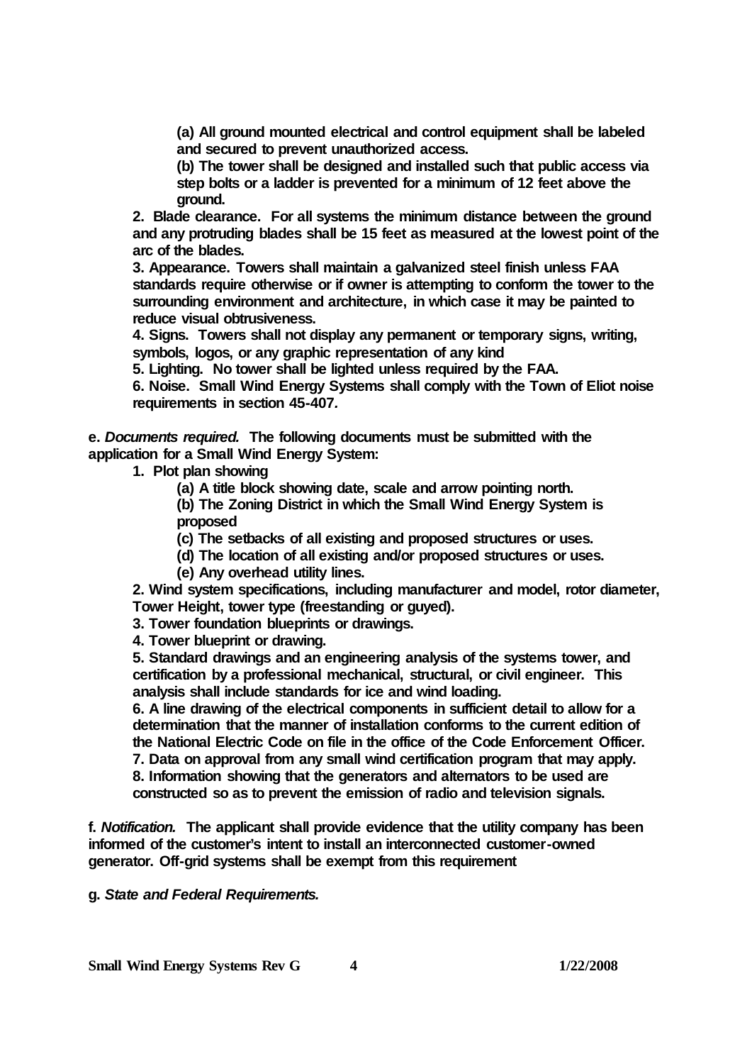(a) All ground mounted electrical and control equipment shall be labeled and secured to prevent unauthorized access.

(b) The tower shall be designed and installed such that public access via step bolts or a ladder is prevented for a minimum of 12 feet above the ground.

2. Blade clearance. For all systems the minimum distance between the ground and any protruding blades shall be 15 feet as measured at the lowest point of the arc of the blades.

3. Appearance. Towers shall maintain a galvanized steel finish unless FAA standards require otherwise or if owner is attempting to conform the tower to the surrounding environment and architecture, in which case it may be painted to reduce visual obtrusiveness.

4. Signs. Towers shall not display any permanent or temporary signs, writing, symbols, logos, or any graphic representation of any kind

5. Lighting. No tower shall be lighted unless required by the FAA.

6. Noise. Small Wind Energy Systems shall comply with the Town of Eliot noise requirements in section 45-407.

e. *Documents required.* The following documents must be submitted with the application for a Small Wind Energy System:

1. Plot plan showing

   (a) A title block showing date, scale and arrow pointing north.

   (b) The Zoning District in which the Small Wind Energy System is proposed

   (c) The setbacks of all existing and proposed structures or uses.

   (d) The location of all existing and/or proposed structures or uses.

   (e) Any overhead utility lines.

2. Wind system specifications, including manufacturer and model, rotor diameter, Tower Height, tower type (freestanding or guyed).

3. Tower foundation blueprints or drawings.

4. Tower blueprint or drawing.

5. Standard drawings and an engineering analysis of the systems tower, and certification by a professional mechanical, structural, or civil engineer. This analysis shall include standards for ice and wind loading.

6. A line drawing of the electrical components in sufficient detail to allow for a determination that the manner of installation conforms to the current edition of the National Electric Code on file in the office of the Code Enforcement Officer.

7. Data on approval from any small wind certification program that may apply.

8. Information showing that the generators and alternators to be used are constructed so as to prevent the emission of radio and television signals.

f. *Notification.* The applicant shall provide evidence that the utility company has been informed of the customer's intent to install an interconnected customer-owned generator. Off-grid systems shall be exempt from this requirement

g. *State and Federal Requirements.*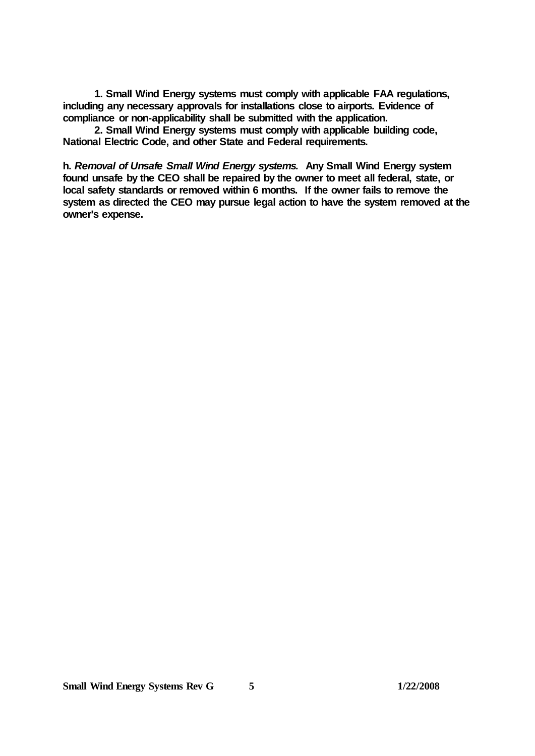**1. Small Wind Energy systems must comply with applicable FAA regulations, including any necessary approvals for installations close to airports. Evidence of compliance or non-applicability shall be submitted with the application.**

**2. Small Wind Energy systems must comply with applicable building code, National Electric Code, and other State and Federal requirements.**

**h. *Removal of Unsafe Small Wind Energy systems.* Any Small Wind Energy system found unsafe by the CEO shall be repaired by the owner to meet all federal, state, or local safety standards or removed within 6 months. If the owner fails to remove the system as directed the CEO may pursue legal action to have the system removed at the owner's expense.**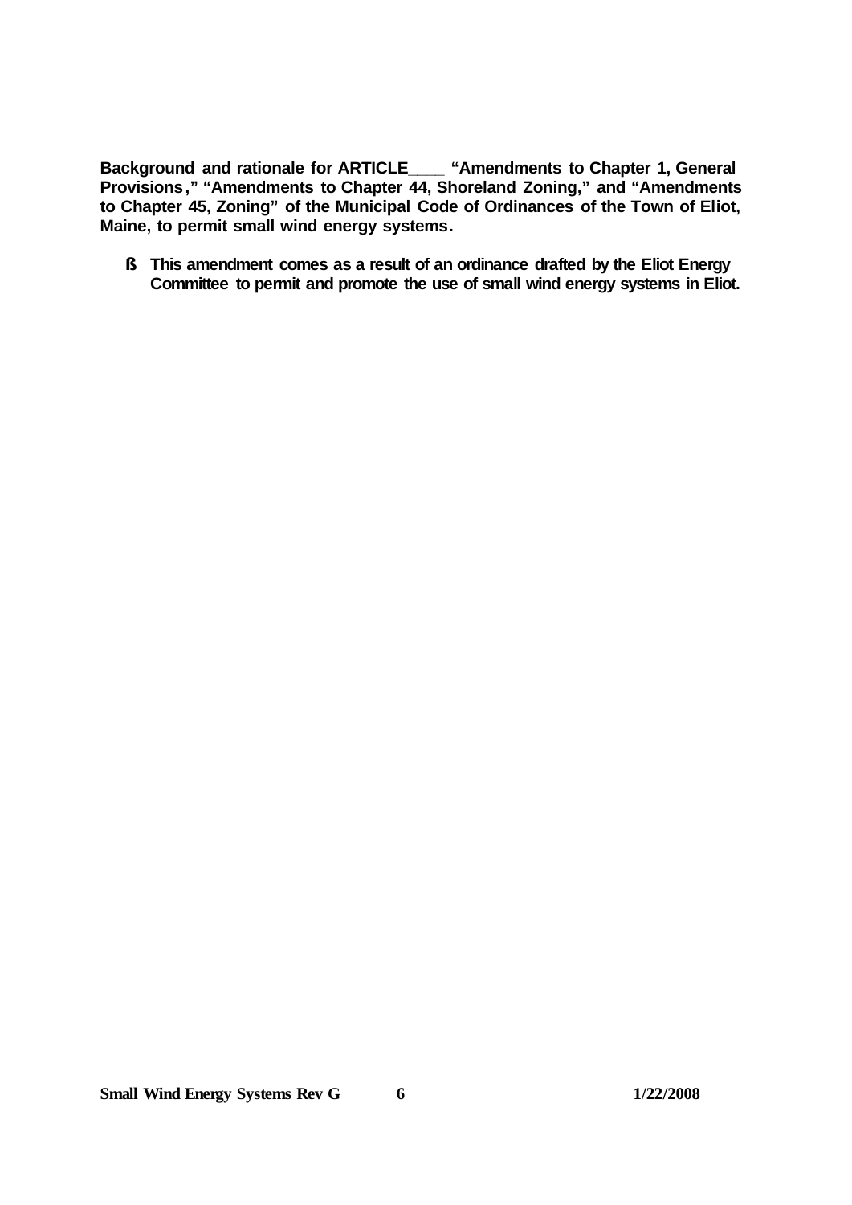**Background and rationale for ARTICLE____ "Amendments to Chapter 1, General Provisions," "Amendments to Chapter 44, Shoreland Zoning," and "Amendments to Chapter 45, Zoning" of the Municipal Code of Ordinances of the Town of Eliot, Maine, to permit small wind energy systems.**

- **This amendment comes as a result of an ordinance drafted by the Eliot Energy Committee to permit and promote the use of small wind energy systems in Eliot.**